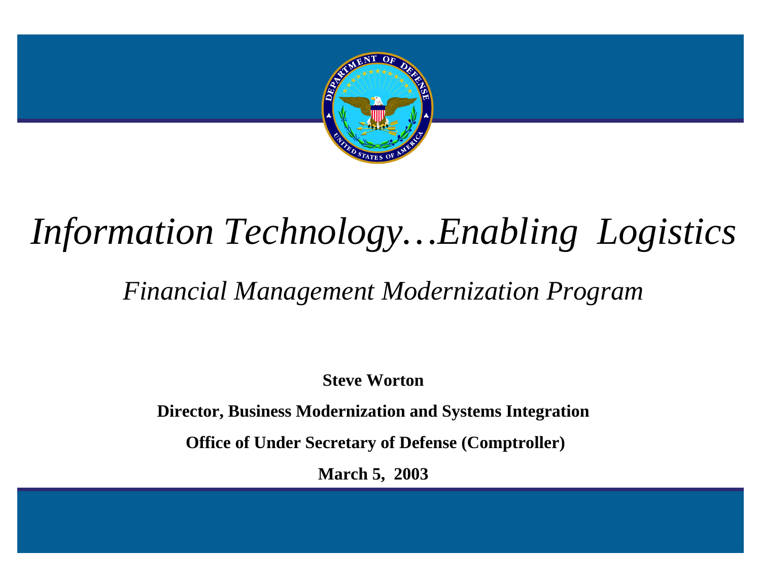# *Information Technology…Enabling Logistics*

## *Financial Management Modernization Program*

**Steve Worton**

**Director, Business Modernization and Systems Integration**

**Office of Under Secretary of Defense (Comptroller)**

**March 5, 2003**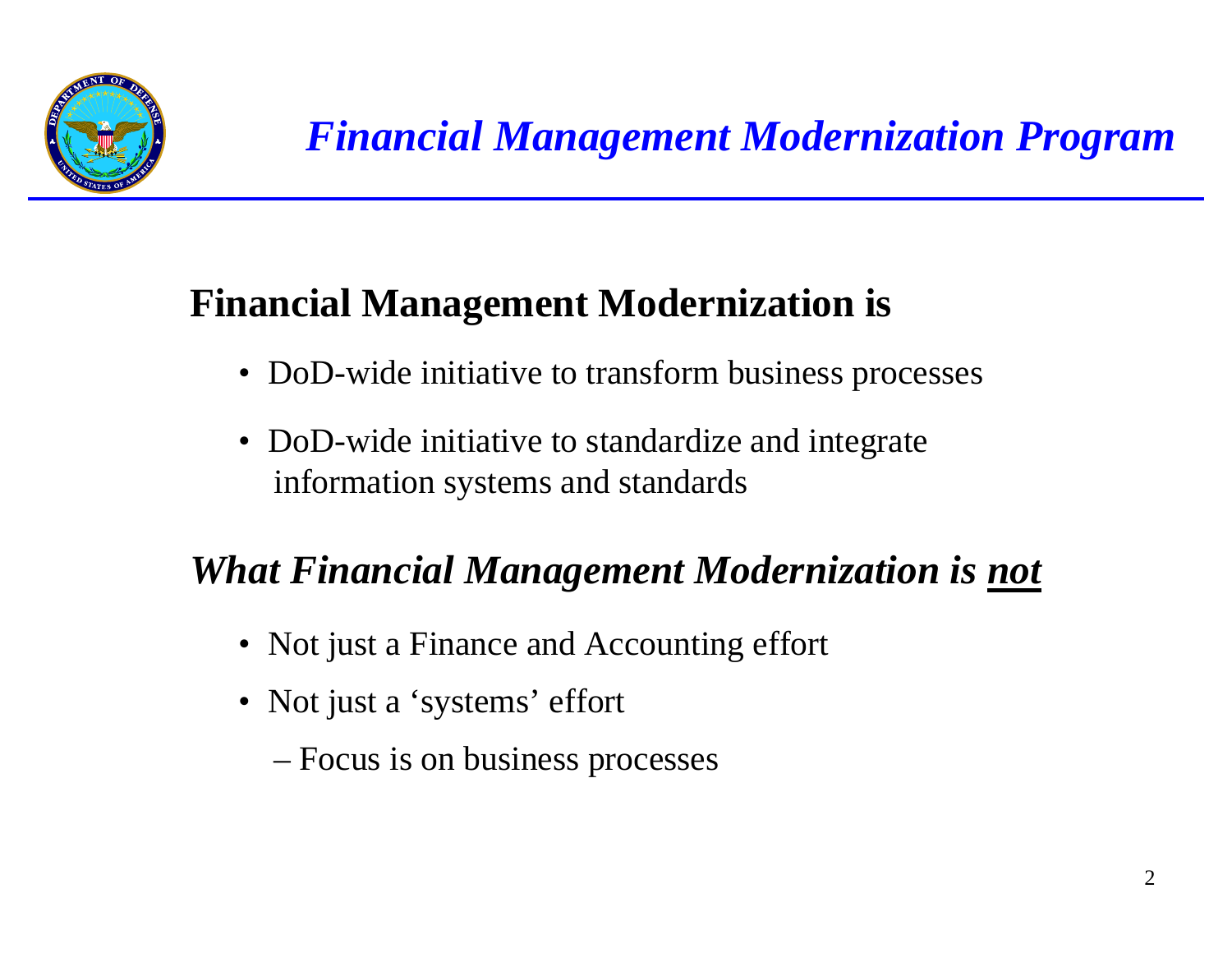# *Financial Management Modernization Program*

## Financial Management Modernization is

- DoD-wide initiative to transform business processes
- DoD-wide initiative to standardize and integrate information systems and standards

## *What Financial Management Modernization is <u>not</u>*

- Not just a Finance and Accounting effort
- Not just a ‘systems’ effort
  - Focus is on business processes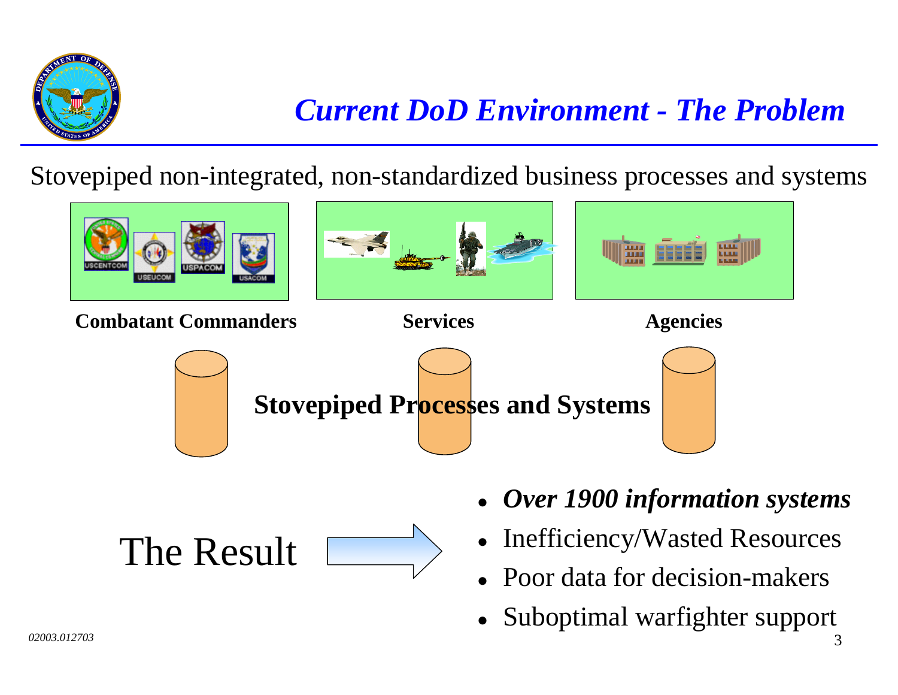# Current DoD Environment - The Problem

Stovepiped non-integrated, non-standardized business processes and systems

**Combatant Commanders**

**Services**

**Agencies**

**Stovepiped Processes and Systems**

The Result

- ***Over 1900 information systems***
- Inefficiency/Wasted Resources
- Poor data for decision-makers
- Suboptimal warfighter support

*02003.012703*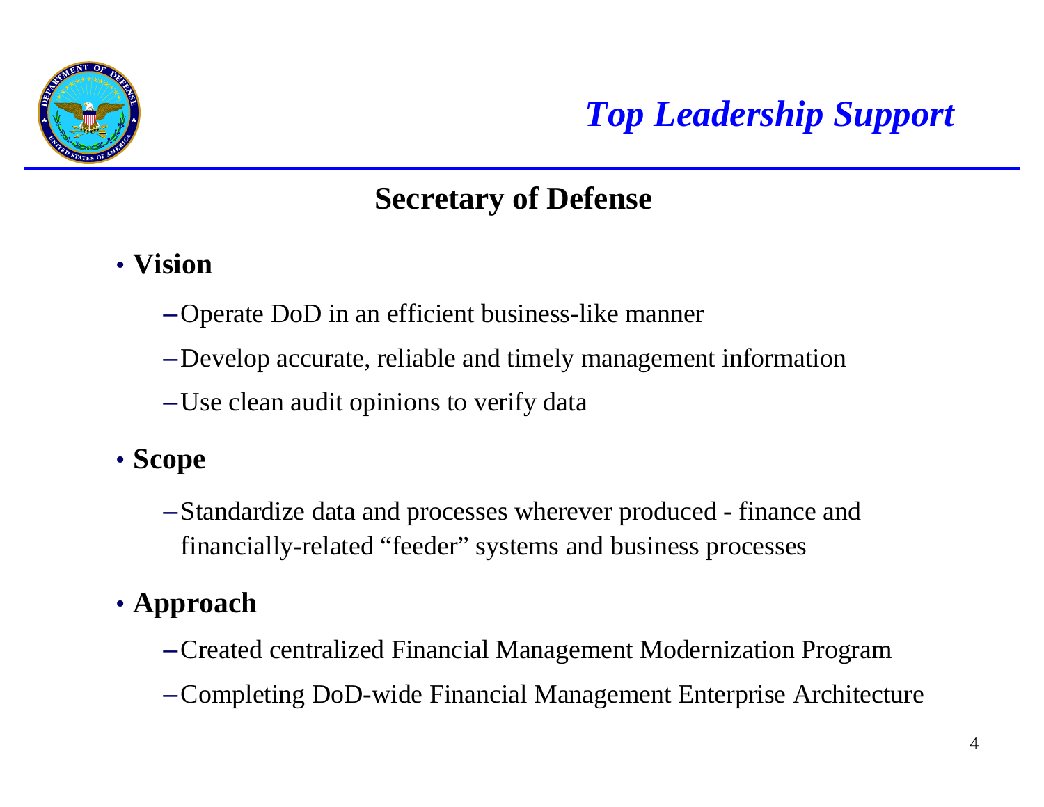# *Top Leadership Support*

## Secretary of Defense

- **Vision**
  - Operate DoD in an efficient business-like manner
  - Develop accurate, reliable and timely management information
  - Use clean audit opinions to verify data
- **Scope**
  - Standardize data and processes wherever produced - finance and financially-related “feeder” systems and business processes
- **Approach**
  - Created centralized Financial Management Modernization Program
  - Completing DoD-wide Financial Management Enterprise Architecture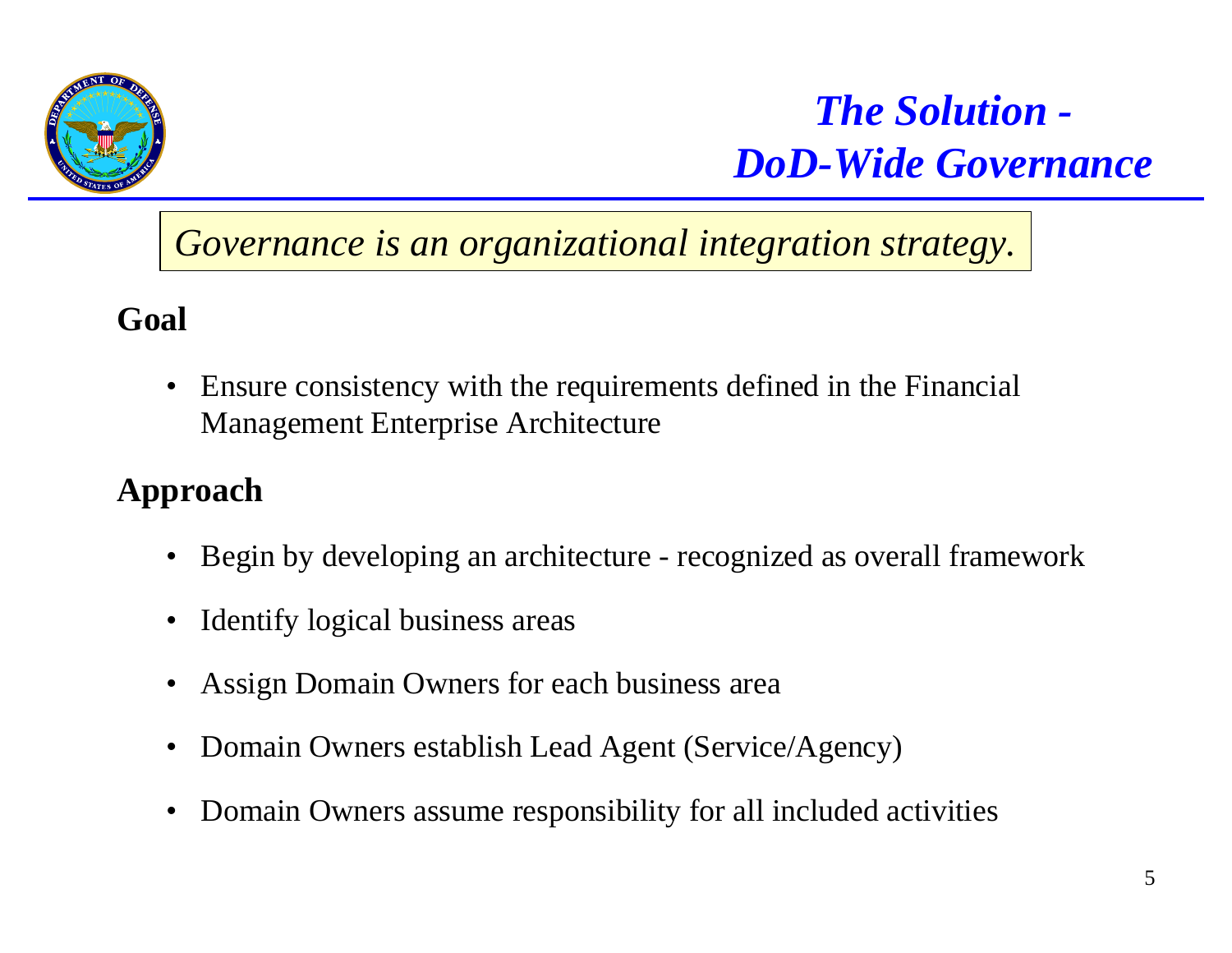# *The Solution - DoD-Wide Governance*

*Governance is an organizational integration strategy.*

**Goal**

- Ensure consistency with the requirements defined in the Financial Management Enterprise Architecture

**Approach**

- Begin by developing an architecture - recognized as overall framework
- Identify logical business areas
- Assign Domain Owners for each business area
- Domain Owners establish Lead Agent (Service/Agency)
- Domain Owners assume responsibility for all included activities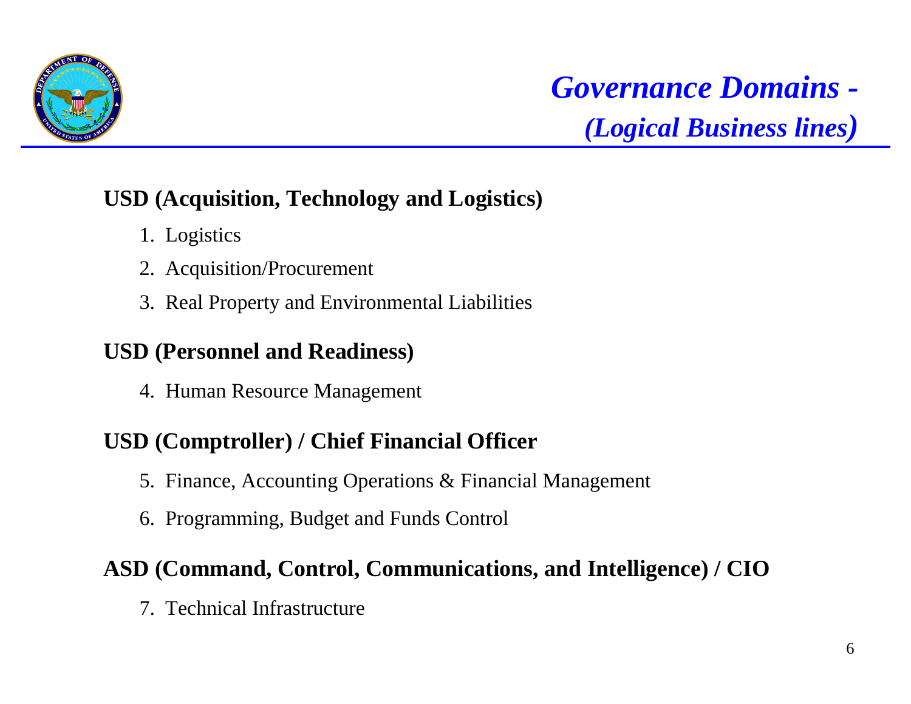# *Governance Domains - (Logical Business lines)*

**USD (Acquisition, Technology and Logistics)**

1. Logistics
2. Acquisition/Procurement
3. Real Property and Environmental Liabilities

**USD (Personnel and Readiness)**

4. Human Resource Management

**USD (Comptroller) / Chief Financial Officer**

5. Finance, Accounting Operations & Financial Management
6. Programming, Budget and Funds Control

**ASD (Command, Control, Communications, and Intelligence) / CIO**

7. Technical Infrastructure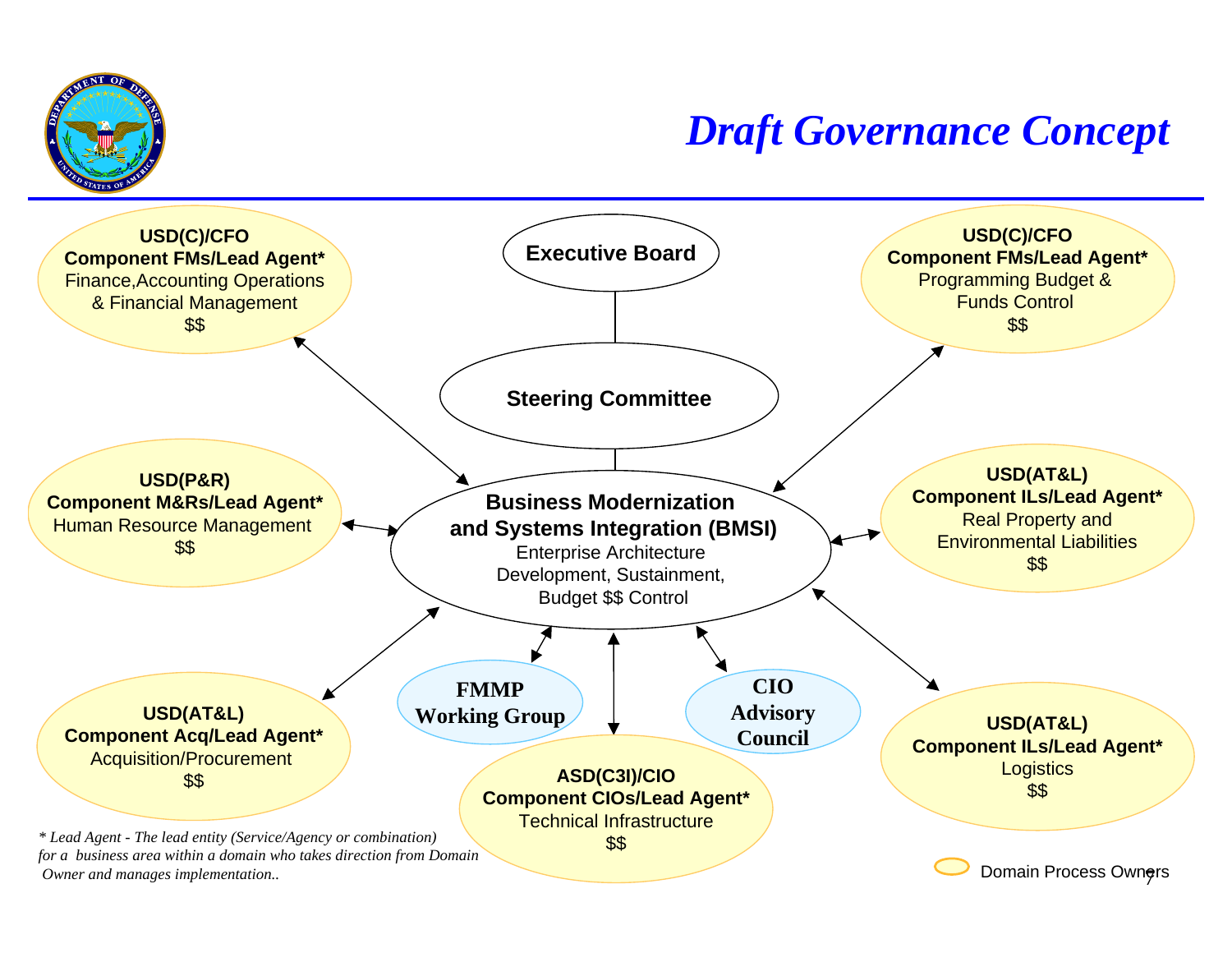# Draft Governance Concept

**Executive Board**

**Steering Committee**

**Business Modernization and Systems Integration (BMSI)**
Enterprise Architecture Development, Sustainment, Budget $$ Control

**USD(C)/CFO**
**Component FMs/Lead Agent***
Finance,Accounting Operations & Financial Management
$$

**USD(C)/CFO**
**Component FMs/Lead Agent***
Programming Budget & Funds Control
$$

**USD(P&R)**
**Component M&Rs/Lead Agent***
Human Resource Management
$$

**USD(AT&L)**
**Component ILs/Lead Agent***
Real Property and Environmental Liabilities
$$

**USD(AT&L)**
**Component Acq/Lead Agent***
Acquisition/Procurement
$$

**FMMP Working Group**

**ASD(C3I)/CIO**
**Component CIOs/Lead Agent***
Technical Infrastructure
$$

**CIO Advisory Council**

**USD(AT&L)**
**Component ILs/Lead Agent***
Logistics
$$

*\* Lead Agent - The lead entity (Service/Agency or combination) for a business area within a domain who takes direction from Domain Owner and manages implementation..*

Domain Process Owners